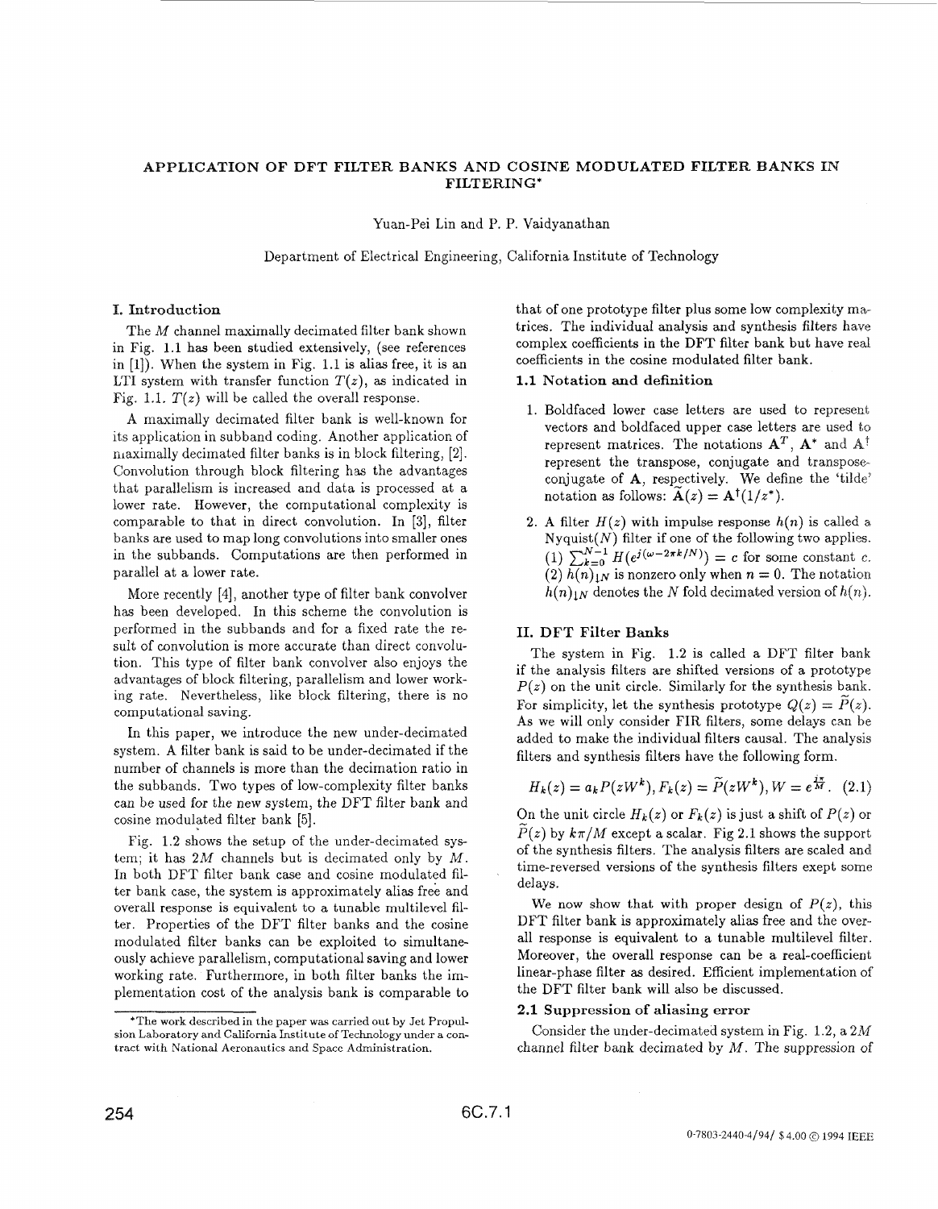# APPLICATION OF DFT FILTER BANKS AND COSINE MODULATED FILTER BANKS IN FILTERING*

Yuan-Pei Lin and P. P. Vaidyanathan

Department of Electrical Engineering, California Institute of Technology

## I. Introduction

The $M$ channel maximally decimated filter bank shown in Fig. 1.1 has been studied extensively, (see references in [1]). When the system in Fig. 1.1 is alias free, it is an LTI system with transfer function $T(z)$, as indicated in Fig. 1.1. $T(z)$ will be called the overall response.

A maximally decimated filter bank is well-known for its application in subband coding. Another application of maximally decimated filter banks is in block filtering, [2]. Convolution through block filtering has the advantages that parallelism is increased and data is processed at a lower rate. However, the computational complexity is comparable to that in direct convolution. In [3], filter banks are used to map long convolutions into smaller ones in the subbands. Computations are then performed in parallel at a lower rate.

More recently [4], another type of filter bank convolver has been developed. In this scheme the convolution is performed in the subbands and for a fixed rate the result of convolution is more accurate than direct convolution. This type of filter bank convolver also enjoys the advantages of block filtering, parallelism and lower working rate. Nevertheless, like block filtering, there is no computational saving.

In this paper, we introduce the new under-decimated system. A filter bank is said to be under-decimated if the number of channels is more than the decimation ratio in the subbands. Two types of low-complexity filter banks can be used for the new system, the DFT filter bank and cosine modulated filter bank [5].

Fig. 1.2 shows the setup of the under-decimated system; it has $2M$ channels but is decimated only by $M$. In both DFT filter bank case and cosine modulated filter bank case, the system is approximately alias free and overall response is equivalent to a tunable multilevel filter. Properties of the DFT filter banks and the cosine modulated filter banks can be exploited to simultaneously achieve parallelism, computational saving and lower working rate. Furthermore, in both filter banks the implementation cost of the analysis bank is comparable to that of one prototype filter plus some low complexity matrices. The individual analysis and synthesis filters have complex coefficients in the DFT filter bank but have real coefficients in the cosine modulated filter bank.

### 1.1 Notation and definition

1. Boldfaced lower case letters are used to represent vectors and boldfaced upper case letters are used to represent matrices. The notations $\mathbf{A}^T$, $\mathbf{A}^*$ and $\mathbf{A}^\dagger$ represent the transpose, conjugate and transpose-conjugate of $\mathbf{A}$, respectively. We define the 'tilde' notation as follows: $\widetilde{\mathbf{A}}(z) = \mathbf{A}^\dagger(1/z^*)$.
2. A filter $H(z)$ with impulse response $h(n)$ is called a Nyquist($N$) filter if one of the following two applies. (1) $\sum_{k=0}^{N-1} H(e^{j(\omega-2\pi k/N)}) = c$ for some constant $c$. (2) $h(n)_{\downarrow N}$ is nonzero only when $n = 0$. The notation $h(n)_{\downarrow N}$ denotes the $N$ fold decimated version of $h(n)$.

## II. DFT Filter Banks

The system in Fig. 1.2 is called a DFT filter bank if the analysis filters are shifted versions of a prototype $P(z)$ on the unit circle. Similarly for the synthesis bank. For simplicity, let the synthesis prototype $Q(z) = \widetilde{P}(z)$. As we will only consider FIR filters, some delays can be added to make the individual filters causal. The analysis filters and synthesis filters have the following form.

$$H_k(z) = a_k P(zW^k), F_k(z) = \widetilde{P}(zW^k), W = e^{\frac{j\pi}{M}}. \quad (2.1)$$

On the unit circle $H_k(z)$ or $F_k(z)$ is just a shift of $P(z)$ or $\widetilde{P}(z)$ by $k\pi/M$ except a scalar. Fig 2.1 shows the support of the synthesis filters. The analysis filters are scaled and time-reversed versions of the synthesis filters exept some delays.

We now show that with proper design of $P(z)$, this DFT filter bank is approximately alias free and the overall response is equivalent to a tunable multilevel filter. Moreover, the overall response can be a real-coefficient linear-phase filter as desired. Efficient implementation of the DFT filter bank will also be discussed.

### 2.1 Suppression of aliasing error

Consider the under-decimated system in Fig. 1.2, a $2M$ channel filter bank decimated by $M$. The suppression of

*The work described in the paper was carried out by Jet Propulsion Laboratory and California Institute of Technology under a contract with National Aeronautics and Space Administration.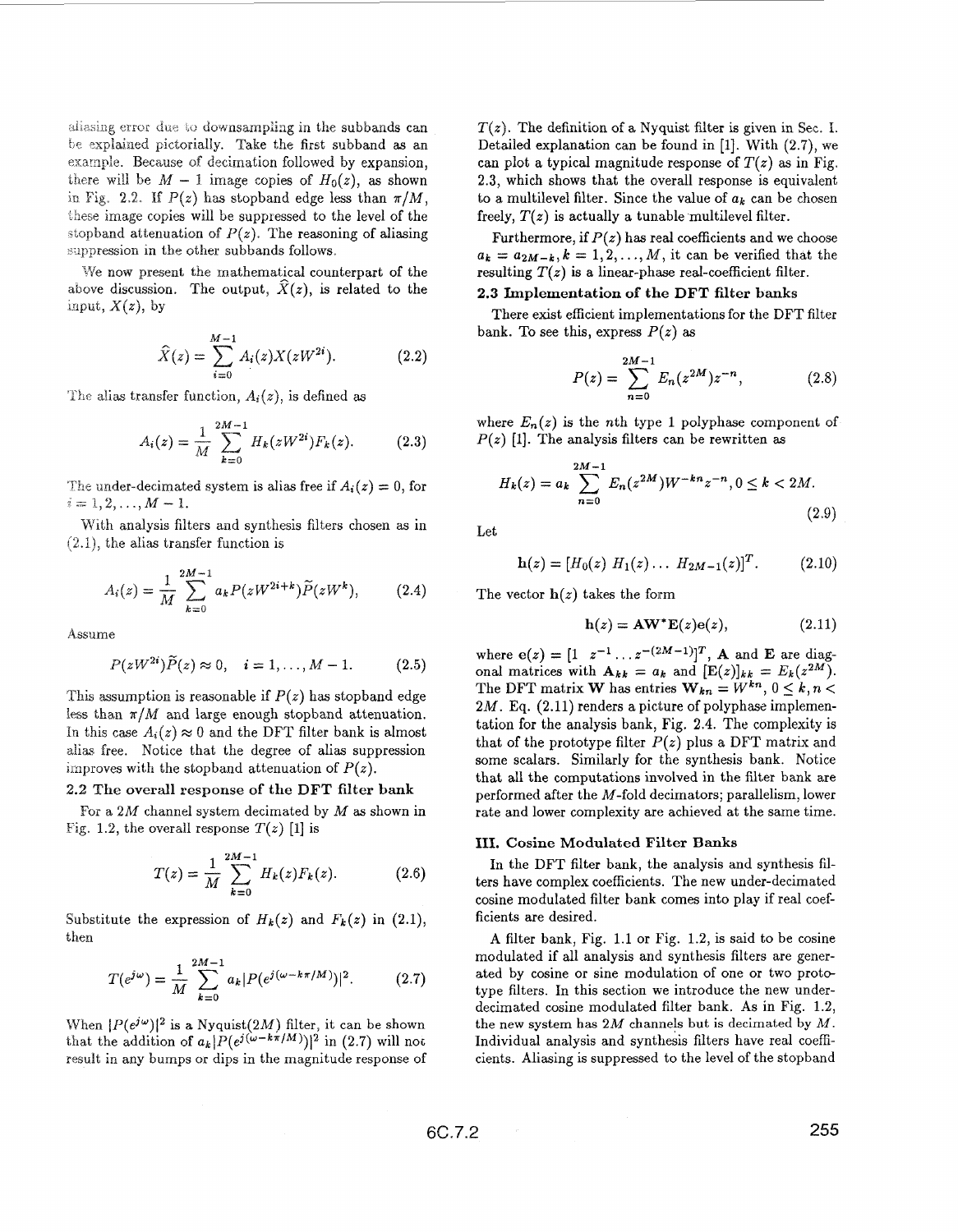aliasing error due to downsampling in the subbands can be explained pictorially. Take the first subband as an example. Because of decimation followed by expansion, there will be $M-1$ image copies of $H_0(z)$, as shown in Fig. 2.2. If $P(z)$ has stopband edge less than $\pi/M$, these image copies will be suppressed to the level of the stopband attenuation of $P(z)$. The reasoning of aliasing suppression in the other subbands follows.

We now present the mathematical counterpart of the above discussion. The output, $\widehat{X}(z)$, is related to the input, $X(z)$, by

$$\widehat{X}(z) = \sum_{i=0}^{M-1} A_i(z) X(zW^{2i}). \tag{2.2}$$

The alias transfer function, $A_i(z)$, is defined as

$$A_i(z) = \frac{1}{M} \sum_{k=0}^{2M-1} H_k(zW^{2i}) F_k(z). \tag{2.3}$$

The under-decimated system is alias free if $A_i(z) = 0$, for $i = 1, 2, \ldots, M-1$.

With analysis filters and synthesis filters chosen as in (2.1), the alias transfer function is

$$A_i(z) = \frac{1}{M} \sum_{k=0}^{2M-1} a_k P(zW^{2i+k}) \widetilde{P}(zW^k), \tag{2.4}$$

Assume

$$P(zW^{2i})\widetilde{P}(z) \approx 0, \quad i = 1, \ldots, M-1. \tag{2.5}$$

This assumption is reasonable if $P(z)$ has stopband edge less than $\pi/M$ and large enough stopband attenuation. In this case $A_i(z) \approx 0$ and the DFT filter bank is almost alias free. Notice that the degree of alias suppression improves with the stopband attenuation of $P(z)$.

### 2.2 The overall response of the DFT filter bank

For a $2M$ channel system decimated by $M$ as shown in Fig. 1.2, the overall response $T(z)$ [1] is

$$T(z) = \frac{1}{M} \sum_{k=0}^{2M-1} H_k(z) F_k(z). \tag{2.6}$$

Substitute the expression of $H_k(z)$ and $F_k(z)$ in (2.1), then

$$T(e^{j\omega}) = \frac{1}{M} \sum_{k=0}^{2M-1} a_k |P(e^{j(\omega - k\pi/M)})|^2. \tag{2.7}$$

When $|P(e^{j\omega})|^2$ is a Nyquist($2M$) filter, it can be shown that the addition of $a_k|P(e^{j(\omega-k\pi/M)})|^2$ in (2.7) will not result in any bumps or dips in the magnitude response of $T(z)$. The definition of a Nyquist filter is given in Sec. I. Detailed explanation can be found in [1]. With (2.7), we can plot a typical magnitude response of $T(z)$ as in Fig. 2.3, which shows that the overall response is equivalent to a multilevel filter. Since the value of $a_k$ can be chosen freely, $T(z)$ is actually a tunable multilevel filter.

Furthermore, if $P(z)$ has real coefficients and we choose $a_k = a_{2M-k}, k = 1, 2, \ldots, M$, it can be verified that the resulting $T(z)$ is a linear-phase real-coefficient filter.

### 2.3 Implementation of the DFT filter banks

There exist efficient implementations for the DFT filter bank. To see this, express $P(z)$ as

$$P(z) = \sum_{n=0}^{2M-1} E_n(z^{2M}) z^{-n}, \tag{2.8}$$

where $E_n(z)$ is the $n$th type 1 polyphase component of $P(z)$ [1]. The analysis filters can be rewritten as

$$H_k(z) = a_k \sum_{n=0}^{2M-1} E_n(z^{2M}) W^{-kn} z^{-n}, 0 \le k < 2M. \tag{2.9}$$

Let

$$\mathbf{h}(z) = [H_0(z)\ H_1(z) \ldots\ H_{2M-1}(z)]^T. \tag{2.10}$$

The vector $\mathbf{h}(z)$ takes the form

$$\mathbf{h}(z) = \mathbf{A}\mathbf{W}^*\mathbf{E}(z)\mathbf{e}(z), \tag{2.11}$$

where $\mathbf{e}(z) = [1\ z^{-1} \ldots z^{-(2M-1)}]^T$, $\mathbf{A}$ and $\mathbf{E}$ are diagonal matrices with $\mathbf{A}_{kk} = a_k$ and $[\mathbf{E}(z)]_{kk} = E_k(z^{2M})$. The DFT matrix $\mathbf{W}$ has entries $\mathbf{W}_{kn} = W^{kn}$, $0 \le k, n < 2M$. Eq. (2.11) renders a picture of polyphase implementation for the analysis bank, Fig. 2.4. The complexity is that of the prototype filter $P(z)$ plus a DFT matrix and some scalars. Similarly for the synthesis bank. Notice that all the computations involved in the filter bank are performed after the $M$-fold decimators; parallelism, lower rate and lower complexity are achieved at the same time.

## III. Cosine Modulated Filter Banks

In the DFT filter bank, the analysis and synthesis filters have complex coefficients. The new under-decimated cosine modulated filter bank comes into play if real coefficients are desired.

A filter bank, Fig. 1.1 or Fig. 1.2, is said to be cosine modulated if all analysis and synthesis filters are generated by cosine or sine modulation of one or two prototype filters. In this section we introduce the new under-decimated cosine modulated filter bank. As in Fig. 1.2, the new system has $2M$ channels but is decimated by $M$. Individual analysis and synthesis filters have real coefficients. Aliasing is suppressed to the level of the stopband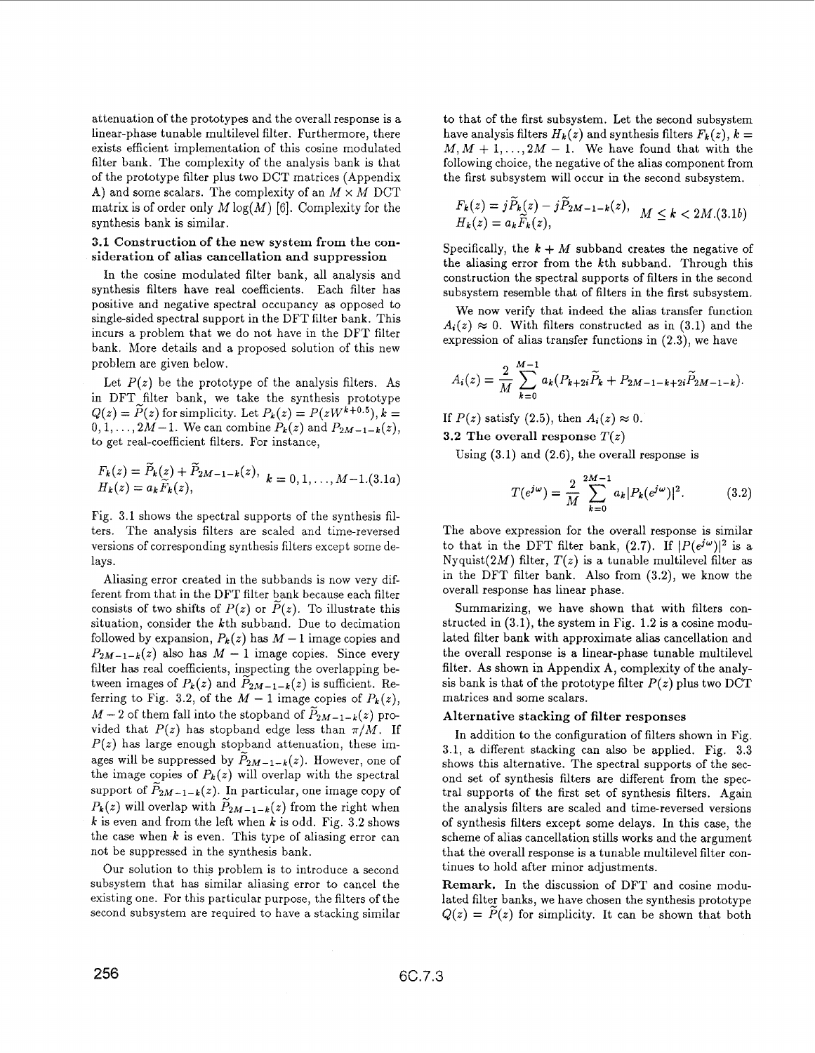attenuation of the prototypes and the overall response is a linear-phase tunable multilevel filter. Furthermore, there exists efficient implementation of this cosine modulated filter bank. The complexity of the analysis bank is that of the prototype filter plus two DCT matrices (Appendix A) and some scalars. The complexity of an $M \times M$ DCT matrix is of order only $M \log(M)$ [6]. Complexity for the synthesis bank is similar.

### 3.1 Construction of the new system from the consideration of alias cancellation and suppression

In the cosine modulated filter bank, all analysis and synthesis filters have real coefficients. Each filter has positive and negative spectral occupancy as opposed to single-sided spectral support in the DFT filter bank. This incurs a problem that we do not have in the DFT filter bank. More details and a proposed solution of this new problem are given below.

Let $P(z)$ be the prototype of the analysis filters. As in DFT filter bank, we take the synthesis prototype $Q(z) = \widetilde{P}(z)$ for simplicity. Let $P_k(z) = P(zW^{k+0.5}), k = 0, 1, \ldots, 2M-1$. We can combine $P_k(z)$ and $P_{2M-1-k}(z)$, to get real-coefficient filters. For instance,

$$\begin{aligned} F_k(z) &= \widetilde{P}_k(z) + \widetilde{P}_{2M-1-k}(z), \\ H_k(z) &= a_k \widetilde{F}_k(z), \end{aligned} \quad k = 0, 1, \ldots, M-1. \quad (3.1a)$$

Fig. 3.1 shows the spectral supports of the synthesis filters. The analysis filters are scaled and time-reversed versions of corresponding synthesis filters except some delays.

Aliasing error created in the subbands is now very different from that in the DFT filter bank because each filter consists of two shifts of $P(z)$ or $\widetilde{P}(z)$. To illustrate this situation, consider the $k$th subband. Due to decimation followed by expansion, $P_k(z)$ has $M-1$ image copies and $P_{2M-1-k}(z)$ also has $M-1$ image copies. Since every filter has real coefficients, inspecting the overlapping between images of $P_k(z)$ and $\widetilde{P}_{2M-1-k}(z)$ is sufficient. Referring to Fig. 3.2, of the $M-1$ image copies of $P_k(z)$, $M-2$ of them fall into the stopband of $\widetilde{P}_{2M-1-k}(z)$ provided that $P(z)$ has stopband edge less than $\pi/M$. If $P(z)$ has large enough stopband attenuation, these images will be suppressed by $\widetilde{P}_{2M-1-k}(z)$. However, one of the image copies of $P_k(z)$ will overlap with the spectral support of $\widetilde{P}_{2M-1-k}(z)$. In particular, one image copy of $P_k(z)$ will overlap with $\widetilde{P}_{2M-1-k}(z)$ from the right when $k$ is even and from the left when $k$ is odd. Fig. 3.2 shows the case when $k$ is even. This type of aliasing error can not be suppressed in the synthesis bank.

Our solution to this problem is to introduce a second subsystem that has similar aliasing error to cancel the existing one. For this particular purpose, the filters of the second subsystem are required to have a stacking similar to that of the first subsystem. Let the second subsystem have analysis filters $H_k(z)$ and synthesis filters $F_k(z)$, $k = M, M+1, \ldots, 2M-1$. We have found that with the following choice, the negative of the alias component from the first subsystem will occur in the second subsystem.

$$\begin{aligned} F_k(z) &= j\widetilde{P}_k(z) - j\widetilde{P}_{2M-1-k}(z), \\ H_k(z) &= a_k \widetilde{F}_k(z), \end{aligned} \quad M \le k < 2M. (3.1b)$$

Specifically, the $k+M$ subband creates the negative of the aliasing error from the $k$th subband. Through this construction the spectral supports of filters in the second subsystem resemble that of filters in the first subsystem.

We now verify that indeed the alias transfer function $A_i(z) \approx 0$. With filters constructed as in (3.1) and the expression of alias transfer functions in (2.3), we have

$$A_i(z) = \frac{2}{M} \sum_{k=0}^{M-1} a_k (P_{k+2i}\widetilde{P}_k + P_{2M-1-k+2i}\widetilde{P}_{2M-1-k}).$$

If $P(z)$ satisfy (2.5), then $A_i(z) \approx 0$.

### 3.2 The overall response $T(z)$

Using (3.1) and (2.6), the overall response is

$$T(e^{j\omega}) = \frac{2}{M} \sum_{k=0}^{2M-1} a_k |P_k(e^{j\omega})|^2. \quad (3.2)$$

The above expression for the overall response is similar to that in the DFT filter bank, (2.7). If $|P(e^{j\omega})|^2$ is a Nyquist($2M$) filter, $T(z)$ is a tunable multilevel filter as in the DFT filter bank. Also from (3.2), we know the overall response has linear phase.

Summarizing, we have shown that with filters constructed in (3.1), the system in Fig. 1.2 is a cosine modulated filter bank with approximate alias cancellation and the overall response is a linear-phase tunable multilevel filter. As shown in Appendix A, complexity of the analysis bank is that of the prototype filter $P(z)$ plus two DCT matrices and some scalars.

#### Alternative stacking of filter responses

In addition to the configuration of filters shown in Fig. 3.1, a different stacking can also be applied. Fig. 3.3 shows this alternative. The spectral supports of the second set of synthesis filters are different from the spectral supports of the first set of synthesis filters. Again the analysis filters are scaled and time-reversed versions of synthesis filters except some delays. In this case, the scheme of alias cancellation stills works and the argument that the overall response is a tunable multilevel filter continues to hold after minor adjustments.

**Remark.** In the discussion of DFT and cosine modulated filter banks, we have chosen the synthesis prototype $Q(z) = \widetilde{P}(z)$ for simplicity. It can be shown that both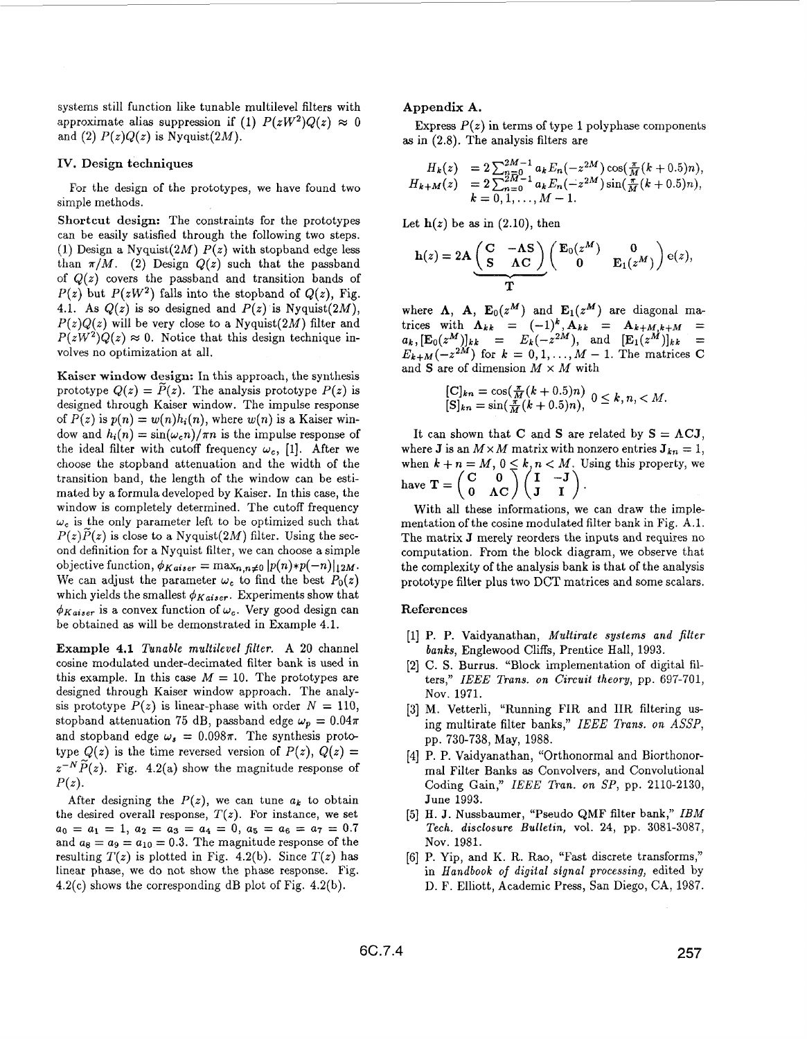systems still function like tunable multilevel filters with approximate alias suppression if (1) $P(zW^2)Q(z) \approx 0$ and (2) $P(z)Q(z)$ is Nyquist($2M$).

## IV. Design techniques

For the design of the prototypes, we have found two simple methods.

**Shortcut design:** The constraints for the prototypes can be easily satisfied through the following two steps. (1) Design a Nyquist($2M$) $P(z)$ with stopband edge less than $\pi/M$. (2) Design $Q(z)$ such that the passband of $Q(z)$ covers the passband and transition bands of $P(z)$ but $P(zW^2)$ falls into the stopband of $Q(z)$, Fig. 4.1. As $Q(z)$ is so designed and $P(z)$ is Nyquist($2M$), $P(z)Q(z)$ will be very close to a Nyquist($2M$) filter and $P(zW^2)Q(z) \approx 0$. Notice that this design technique involves no optimization at all.

**Kaiser window design:** In this approach, the synthesis prototype $Q(z) = \widetilde{P}(z)$. The analysis prototype $P(z)$ is designed through Kaiser window. The impulse response of $P(z)$ is $p(n) = w(n)h_i(n)$, where $w(n)$ is a Kaiser window and $h_i(n) = \sin(\omega_c n)/\pi n$ is the impulse response of the ideal filter with cutoff frequency $\omega_c$, [1]. After we choose the stopband attenuation and the width of the transition band, the length of the window can be estimated by a formula developed by Kaiser. In this case, the window is completely determined. The cutoff frequency $\omega_c$ is the only parameter left to be optimized such that $P(z)\widetilde{P}(z)$ is close to a Nyquist($2M$) filter. Using the second definition for a Nyquist filter, we can choose a simple objective function, $\phi_{Kaiser} = \max_{n, n\neq 0} |p(n) * p(-n)|_{\downarrow 2M}$. We can adjust the parameter $\omega_c$ to find the best $P_0(z)$ which yields the smallest $\phi_{Kaiser}$. Experiments show that $\phi_{Kaiser}$ is a convex function of $\omega_c$. Very good design can be obtained as will be demonstrated in Example 4.1.

**Example 4.1** *Tunable multilevel filter.* A 20 channel cosine modulated under-decimated filter bank is used in this example. In this case $M = 10$. The prototypes are designed through Kaiser window approach. The analysis prototype $P(z)$ is linear-phase with order $N = 110$, stopband attenuation 75 dB, passband edge $\omega_p = 0.04\pi$ and stopband edge $\omega_s = 0.098\pi$. The synthesis prototype $Q(z)$ is the time reversed version of $P(z)$, $Q(z) = z^{-N}\widetilde{P}(z)$. Fig. 4.2(a) show the magnitude response of $P(z)$.

After designing the $P(z)$, we can tune $a_k$ to obtain the desired overall response, $T(z)$. For instance, we set $a_0 = a_1 = 1$, $a_2 = a_3 = a_4 = 0$, $a_5 = a_6 = a_7 = 0.7$ and $a_8 = a_9 = a_{10} = 0.3$. The magnitude response of the resulting $T(z)$ is plotted in Fig. 4.2(b). Since $T(z)$ has linear phase, we do not show the phase response. Fig. 4.2(c) shows the corresponding dB plot of Fig. 4.2(b).

## Appendix A.

Express $P(z)$ in terms of type 1 polyphase components as in (2.8). The analysis filters are

$$
\begin{aligned}
H_k(z) &= 2\sum_{n=0}^{2M-1} a_k E_n(-z^{2M}) \cos\left(\tfrac{\pi}{M}(k+0.5)n\right), \\
H_{k+M}(z) &= 2\sum_{n=0}^{2M-1} a_k E_n(-z^{2M}) \sin\left(\tfrac{\pi}{M}(k+0.5)n\right), \\
& k = 0, 1, \ldots, M-1.
\end{aligned}
$$

Let $\mathbf{h}(z)$ be as in (2.10), then

$$
\mathbf{h}(z) = 2\mathbf{A}\underbrace{\begin{pmatrix} \mathbf{C} & -\mathbf{\Lambda S} \\ \mathbf{S} & \mathbf{\Lambda C} \end{pmatrix}}_{\mathbf{T}} \begin{pmatrix} \mathbf{E}_0(z^M) & \mathbf{0} \\ \mathbf{0} & \mathbf{E}_1(z^M) \end{pmatrix} \mathbf{e}(z),
$$

where $\mathbf{\Lambda}$, $\mathbf{A}$, $\mathbf{E}_0(z^M)$ and $\mathbf{E}_1(z^M)$ are diagonal matrices with $\mathbf{\Lambda}_{kk} = (-1)^k$, $\mathbf{A}_{kk} = \mathbf{A}_{k+M,k+M} = a_k$, $[\mathbf{E}_0(z^M)]_{kk} = E_k(-z^{2M})$, and $[\mathbf{E}_1(z^M)]_{kk} = E_{k+M}(-z^{2M})$ for $k = 0, 1, \ldots, M-1$. The matrices $\mathbf{C}$ and $\mathbf{S}$ are of dimension $M \times M$ with

$$
\begin{aligned}
[\mathbf{C}]_{kn} &= \cos\left(\tfrac{\pi}{M}(k+0.5)n\right) \\
[\mathbf{S}]_{kn} &= \sin\left(\tfrac{\pi}{M}(k+0.5)n\right),
\end{aligned}
\quad 0 \leq k, n, < M.
$$

It can shown that $\mathbf{C}$ and $\mathbf{S}$ are related by $\mathbf{S} = \mathbf{\Lambda C J}$, where $\mathbf{J}$ is an $M \times M$ matrix with nonzero entries $\mathbf{J}_{kn} = 1$, when $k + n = M$, $0 \leq k, n < M$. Using this property, we have $\mathbf{T} = \begin{pmatrix} \mathbf{C} & \mathbf{0} \\ \mathbf{0} & \mathbf{\Lambda C} \end{pmatrix} \begin{pmatrix} \mathbf{I} & -\mathbf{J} \\ \mathbf{J} & \mathbf{I} \end{pmatrix}$.

With all these informations, we can draw the implementation of the cosine modulated filter bank in Fig. A.1. The matrix $\mathbf{J}$ merely reorders the inputs and requires no computation. From the block diagram, we observe that the complexity of the analysis bank is that of the analysis prototype filter plus two DCT matrices and some scalars.

## References

[1] P. P. Vaidyanathan, *Multirate systems and filter banks*, Englewood Cliffs, Prentice Hall, 1993.

[2] C. S. Burrus. "Block implementation of digital filters," *IEEE Trans. on Circuit theory*, pp. 697-701, Nov. 1971.

[3] M. Vetterli, "Running FIR and IIR filtering using multirate filter banks," *IEEE Trans. on ASSP*, pp. 730-738, May, 1988.

[4] P. P. Vaidyanathan, "Orthonormal and Biorthonormal Filter Banks as Convolvers, and Convolutional Coding Gain," *IEEE Tran. on SP*, pp. 2110-2130, June 1993.

[5] H. J. Nussbaumer, "Pseudo QMF filter bank," *IBM Tech. disclosure Bulletin*, vol. 24, pp. 3081-3087, Nov. 1981.

[6] P. Yip, and K. R. Rao, "Fast discrete transforms," in *Handbook of digital signal processing*, edited by D. F. Elliott, Academic Press, San Diego, CA, 1987.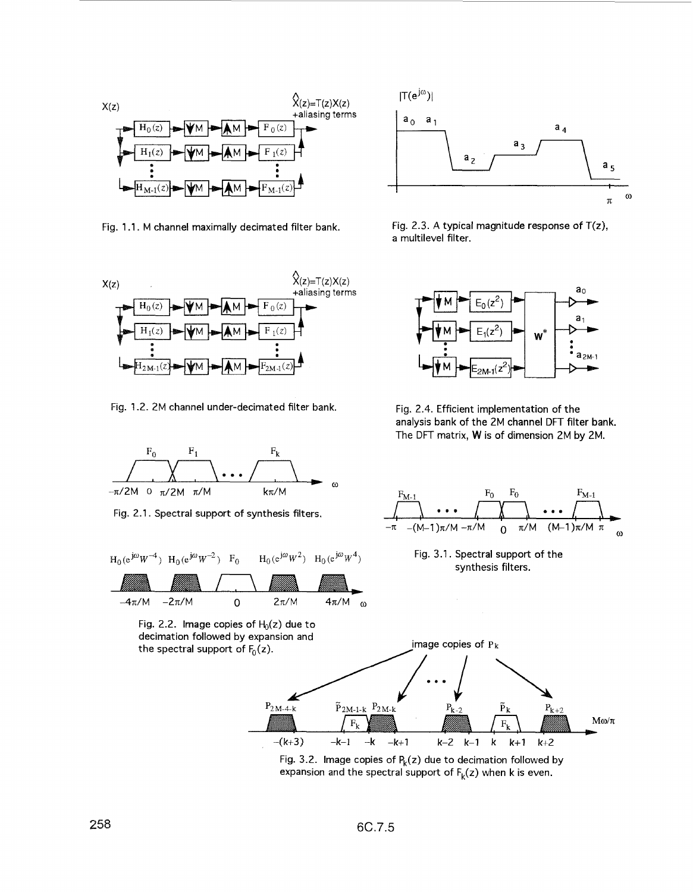Fig. 1.1. M channel maximally decimated filter bank.

Fig. 2.3. A typical magnitude response of $T(z)$, a multilevel filter.

Fig. 1.2. 2M channel under-decimated filter bank.

Fig. 2.4. Efficient implementation of the analysis bank of the 2M channel DFT filter bank. The DFT matrix, $\mathbf{W}$ is of dimension 2M by 2M.

Fig. 2.1. Spectral support of synthesis filters.

Fig. 3.1. Spectral support of the synthesis filters.

Fig. 2.2. Image copies of $H_0(z)$ due to decimation followed by expansion and the spectral support of $F_0(z)$.

Fig. 3.2. Image copies of $P_k(z)$ due to decimation followed by expansion and the spectral support of $F_k(z)$ when k is even.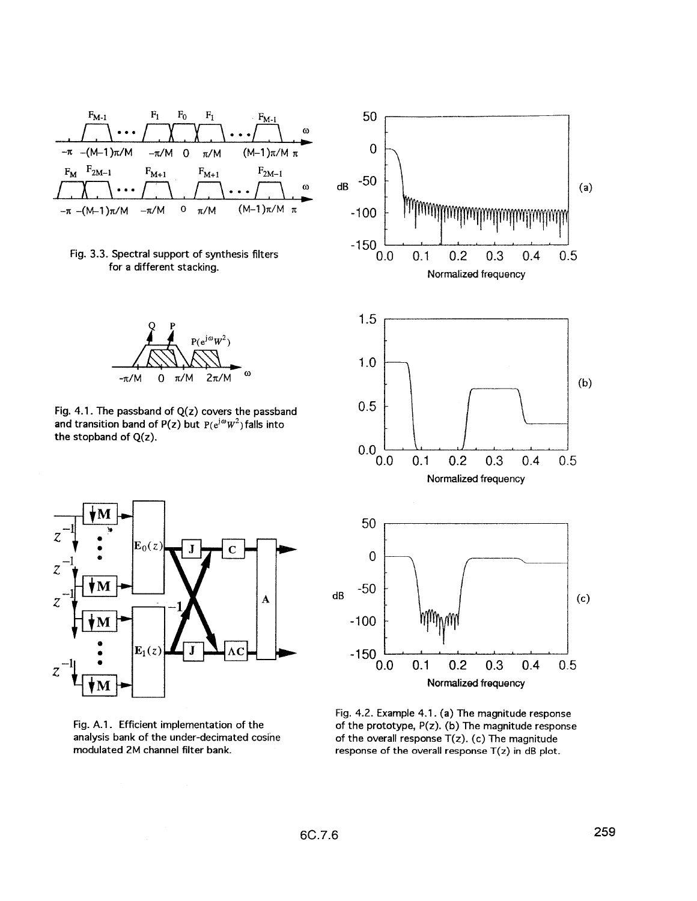$F_{M-1}$ $F_1$ $F_0$ $F_1$ $F_{M-1}$

$-\pi$ $-(M-1)\pi/M$ $-\pi/M$ 0 $\pi/M$ $(M-1)\pi/M$ $\pi$ $\omega$

$F_M$ $F_{2M-1}$ $F_{M+1}$ $F_{M+1}$ $F_{2M-1}$

$-\pi$ $-(M-1)\pi/M$ $-\pi/M$ 0 $\pi/M$ $(M-1)\pi/M$ $\pi$ $\omega$

Fig. 3.3. Spectral support of synthesis filters for a different stacking.

Q P $P(e^{j\omega}W^2)$

$-\pi/M$ 0 $\pi/M$ $2\pi/M$ $\omega$

Fig. 4.1. The passband of Q(z) covers the passband and transition band of P(z) but $P(e^{j\omega}W^2)$ falls into the stopband of Q(z).

$z^{-1}$ $\downarrow M$ $E_0(z)$ $E_1(z)$ J C J AC A −1

Fig. A.1. Efficient implementation of the analysis bank of the under-decimated cosine modulated 2M channel filter bank.

(a) dB 50 0 -50 -100 -150 0.0 0.1 0.2 0.3 0.4 0.5 Normalized frequency

(b) 1.5 1.0 0.5 0.0 0.0 0.1 0.2 0.3 0.4 0.5 Normalized frequency

(c) dB 50 0 -50 -100 -150 0.0 0.1 0.2 0.3 0.4 0.5 Normalized frequency

Fig. 4.2. Example 4.1. (a) The magnitude response of the prototype, P(z). (b) The magnitude response of the overall response T(z). (c) The magnitude response of the overall response T(z) in dB plot.